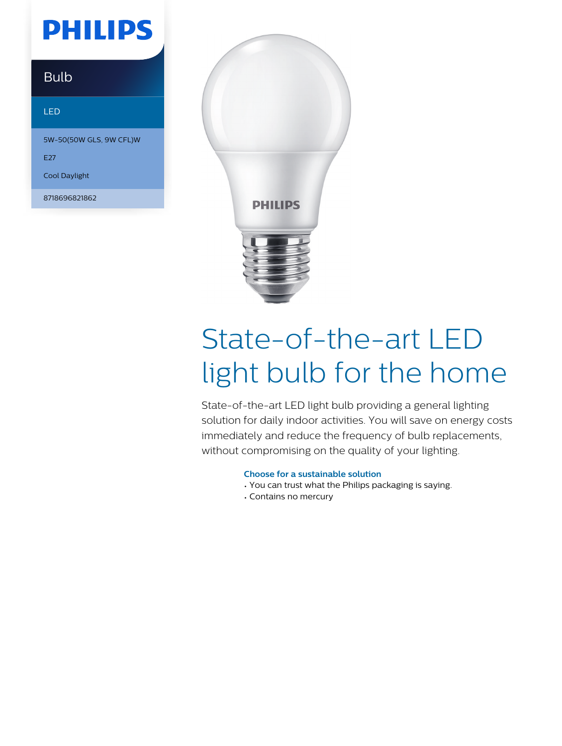# PHILIPS

Bulb

LED

5W-50(50W GLS, 9W CFL)W

E27

Cool Daylight

8718696821862

# State-of-the-art LED light bulb for the home

State-of-the-art LED light bulb providing a general lighting solution for daily indoor activities. You will save on energy costs immediately and reduce the frequency of bulb replacements, without compromising on the quality of your lighting.

**Choose for a sustainable solution**

- You can trust what the Philips packaging is saying.
- Contains no mercury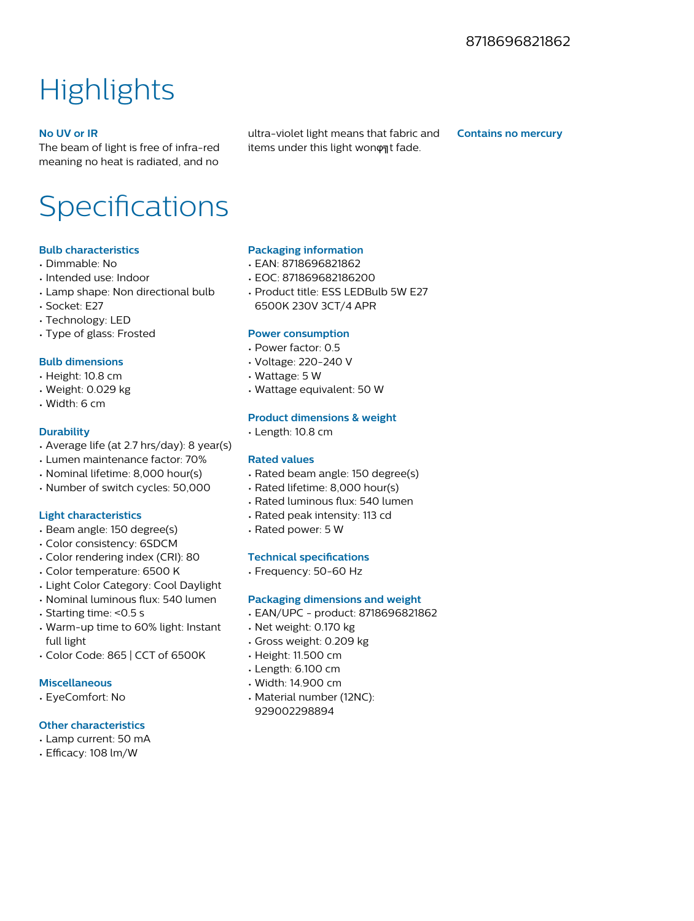8718696821862

# Highlights

**No UV or IR**

The beam of light is free of infra-red meaning no heat is radiated, and no ultra-violet light means that fabric and items under this light wonφηt fade.

**Contains no mercury**

# Specifications

### Bulb characteristics

- Dimmable: No
- Intended use: Indoor
- Lamp shape: Non directional bulb
- Socket: E27
- Technology: LED
- Type of glass: Frosted

### Bulb dimensions

- Height: 10.8 cm
- Weight: 0.029 kg
- Width: 6 cm

### Durability

- Average life (at 2.7 hrs/day): 8 year(s)
- Lumen maintenance factor: 70%
- Nominal lifetime: 8,000 hour(s)
- Number of switch cycles: 50,000

### Light characteristics

- Beam angle: 150 degree(s)
- Color consistency: 6SDCM
- Color rendering index (CRI): 80
- Color temperature: 6500 K
- Light Color Category: Cool Daylight
- Nominal luminous flux: 540 lumen
- Starting time: <0.5 s
- Warm-up time to 60% light: Instant full light
- Color Code: 865 | CCT of 6500K

### Miscellaneous

- EyeComfort: No

### Other characteristics

- Lamp current: 50 mA
- Efficacy: 108 lm/W

### Packaging information

- EAN: 8718696821862
- EOC: 871869682186200
- Product title: ESS LEDBulb 5W E27 6500K 230V 3CT/4 APR

### Power consumption

- Power factor: 0.5
- Voltage: 220-240 V
- Wattage: 5 W
- Wattage equivalent: 50 W

### Product dimensions & weight

- Length: 10.8 cm

### Rated values

- Rated beam angle: 150 degree(s)
- Rated lifetime: 8,000 hour(s)
- Rated luminous flux: 540 lumen
- Rated peak intensity: 113 cd
- Rated power: 5 W

### Technical specifications

- Frequency: 50-60 Hz

### Packaging dimensions and weight

- EAN/UPC - product: 8718696821862
- Net weight: 0.170 kg
- Gross weight: 0.209 kg
- Height: 11.500 cm
- Length: 6.100 cm
- Width: 14.900 cm
- Material number (12NC): 929002298894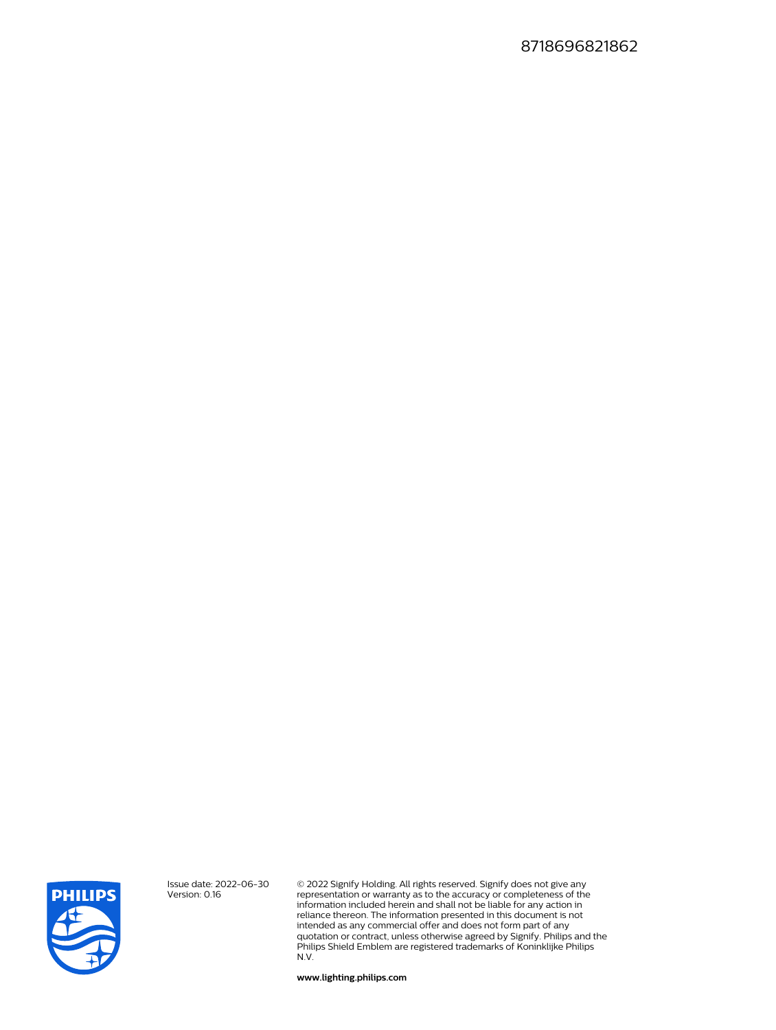8718696821862

Issue date: 2022-06-30
Version: 0.16

© 2022 Signify Holding. All rights reserved. Signify does not give any representation or warranty as to the accuracy or completeness of the information included herein and shall not be liable for any action in reliance thereon. The information presented in this document is not intended as any commercial offer and does not form part of any quotation or contract, unless otherwise agreed by Signify. Philips and the Philips Shield Emblem are registered trademarks of Koninklijke Philips N.V.

**www.lighting.philips.com**